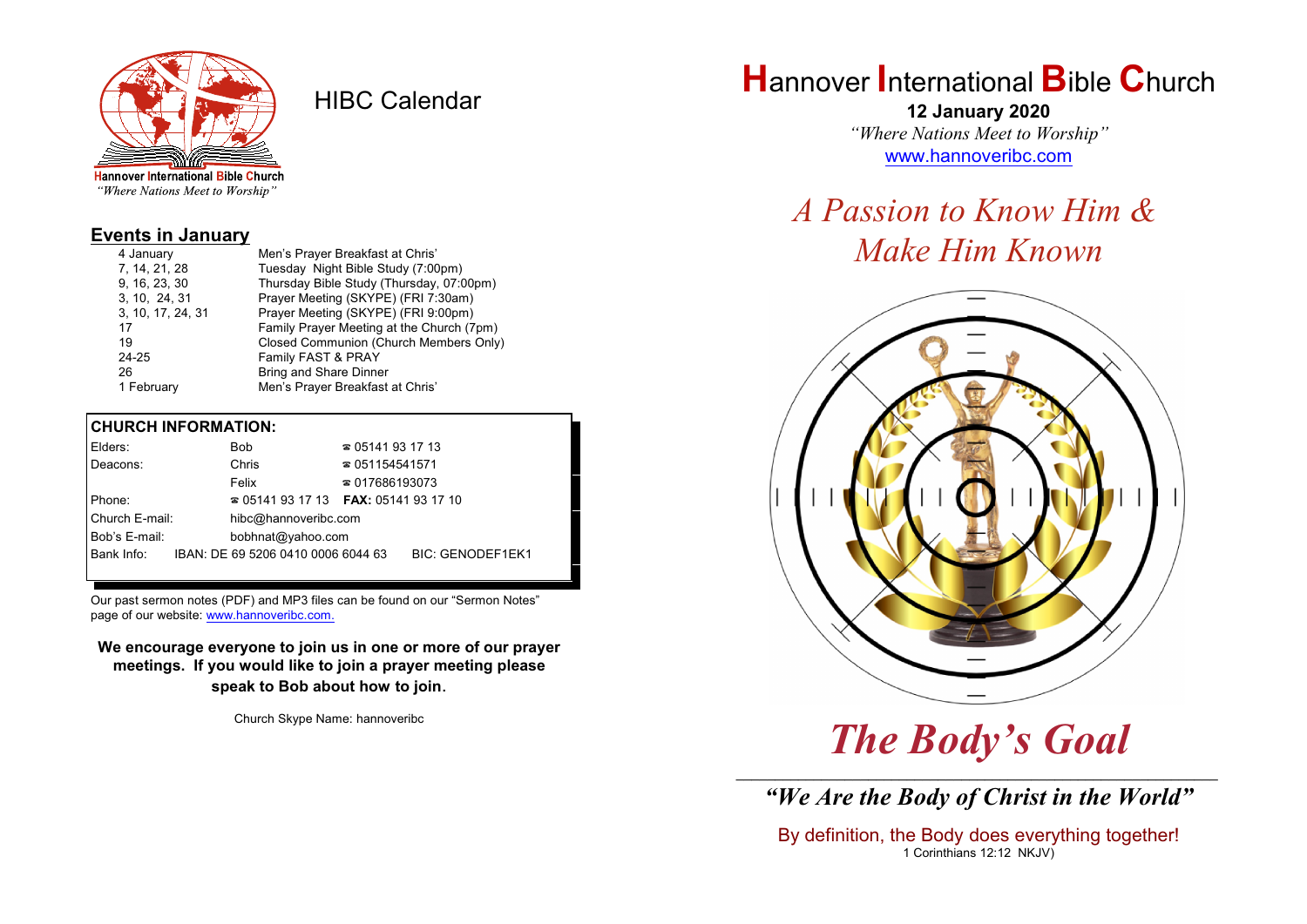Hannover International Bible Church
*"Where Nations Meet to Worship"*

# HIBC Calendar

## Events in January

| | |
|---|---|
| 4 January | Men's Prayer Breakfast at Chris' |
| 7, 14, 21, 28 | Tuesday Night Bible Study (7:00pm) |
| 9, 16, 23, 30 | Thursday Bible Study (Thursday, 07:00pm) |
| 3, 10, 24, 31 | Prayer Meeting (SKYPE) (FRI 7:30am) |
| 3, 10, 17, 24, 31 | Prayer Meeting (SKYPE) (FRI 9:00pm) |
| 17 | Family Prayer Meeting at the Church (7pm) |
| 19 | Closed Communion (Church Members Only) |
| 24-25 | Family FAST & PRAY |
| 26 | Bring and Share Dinner |
| 1 February | Men's Prayer Breakfast at Chris' |

## CHURCH INFORMATION:

| | | | |
|---|---|---|---|
| Elders: | Bob | ☎ 05141 93 17 13 | |
| Deacons: | Chris | ☎ 051154541571 | |
| | Felix | ☎ 017686193073 | |
| Phone: | ☎ 05141 93 17 13 | **FAX:** 05141 93 17 10 | |
| Church E-mail: | hibc@hannoveribc.com | | |
| Bob's E-mail: | bobhnat@yahoo.com | | |
| Bank Info: | IBAN: DE 69 5206 0410 0006 6044 63 | | BIC: GENODEF1EK1 |

Our past sermon notes (PDF) and MP3 files can be found on our "Sermon Notes" page of our website: www.hannoveribc.com.

**We encourage everyone to join us in one or more of our prayer meetings. If you would like to join a prayer meeting please speak to Bob about how to join.**

Church Skype Name: hannoveribc

# Hannover International Bible Church

**12 January 2020**

*"Where Nations Meet to Worship"*

www.hannoveribc.com

## *A Passion to Know Him & Make Him Known*

# *The Body's Goal*

***"We Are the Body of Christ in the World"***

By definition, the Body does everything together!
1 Corinthians 12:12 NKJV)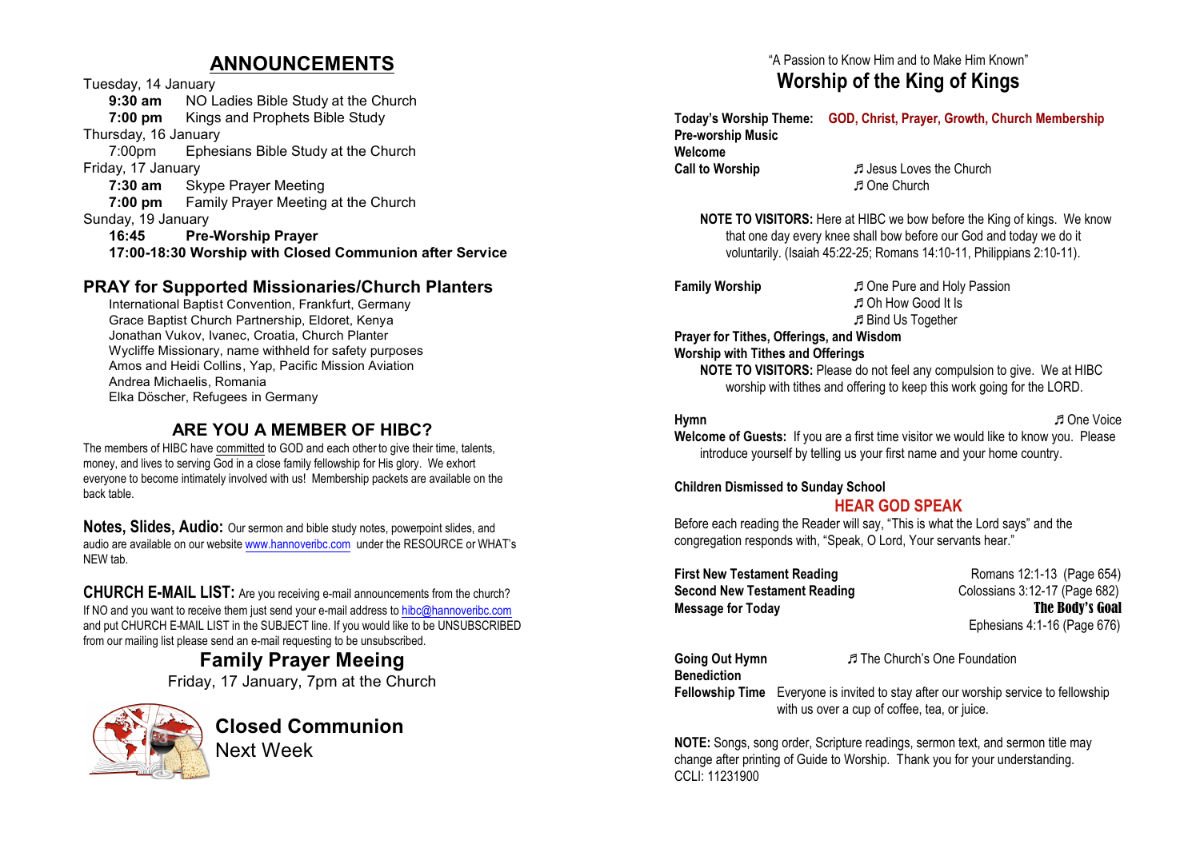# ANNOUNCEMENTS

Tuesday, 14 January

**9:30 am** NO Ladies Bible Study at the Church

**7:00 pm** Kings and Prophets Bible Study

Thursday, 16 January

7:00pm Ephesians Bible Study at the Church

Friday, 17 January

**7:30 am** Skype Prayer Meeting

**7:00 pm** Family Prayer Meeting at the Church

Sunday, 19 January

**16:45 Pre-Worship Prayer**

**17:00-18:30 Worship with Closed Communion after Service**

## PRAY for Supported Missionaries/Church Planters

- International Baptist Convention, Frankfurt, Germany
- Grace Baptist Church Partnership, Eldoret, Kenya
- Jonathan Vukov, Ivanec, Croatia, Church Planter
- Wycliffe Missionary, name withheld for safety purposes
- Amos and Heidi Collins, Yap, Pacific Mission Aviation
- Andrea Michaelis, Romania
- Elka Döscher, Refugees in Germany

## ARE YOU A MEMBER OF HIBC?

The members of HIBC have committed to GOD and each other to give their time, talents, money, and lives to serving God in a close family fellowship for His glory. We exhort everyone to become intimately involved with us! Membership packets are available on the back table.

**Notes, Slides, Audio:** Our sermon and bible study notes, powerpoint slides, and audio are available on our website www.hannoveribc.com under the RESOURCE or WHAT's NEW tab.

**CHURCH E-MAIL LIST:** Are you receiving e-mail announcements from the church? If NO and you want to receive them just send your e-mail address to hibc@hannoveribc.com and put CHURCH E-MAIL LIST in the SUBJECT line. If you would like to be UNSUBSCRIBED from our mailing list please send an e-mail requesting to be unsubscribed.

## Family Prayer Meeing

Friday, 17 January, 7pm at the Church

**Closed Communion**

Next Week

---

"A Passion to Know Him and to Make Him Known"

# Worship of the King of Kings

**Today's Worship Theme:** GOD, Christ, Prayer, Growth, Church Membership

**Pre-worship Music**

**Welcome**

**Call to Worship** ♫ Jesus Loves the Church
♫ One Church

**NOTE TO VISITORS:** Here at HIBC we bow before the King of kings. We know that one day every knee shall bow before our God and today we do it voluntarily. (Isaiah 45:22-25; Romans 14:10-11, Philippians 2:10-11).

**Family Worship** ♫ One Pure and Holy Passion
♫ Oh How Good It Is
♫ Bind Us Together

**Prayer for Tithes, Offerings, and Wisdom**

**Worship with Tithes and Offerings**

**NOTE TO VISITORS:** Please do not feel any compulsion to give. We at HIBC worship with tithes and offering to keep this work going for the LORD.

**Hymn** ♫ One Voice

**Welcome of Guests:** If you are a first time visitor we would like to know you. Please introduce yourself by telling us your first name and your home country.

**Children Dismissed to Sunday School**

## HEAR GOD SPEAK

Before each reading the Reader will say, "This is what the Lord says" and the congregation responds with, "Speak, O Lord, Your servants hear."

**First New Testament Reading** Romans 12:1-13 (Page 654)

**Second New Testament Reading** Colossians 3:12-17 (Page 682)

**Message for Today** **The Body's Goal**
Ephesians 4:1-16 (Page 676)

**Going Out Hymn** ♫ The Church's One Foundation

**Benediction**

**Fellowship Time** Everyone is invited to stay after our worship service to fellowship with us over a cup of coffee, tea, or juice.

**NOTE:** Songs, song order, Scripture readings, sermon text, and sermon title may change after printing of Guide to Worship. Thank you for your understanding.
CCLI: 11231900